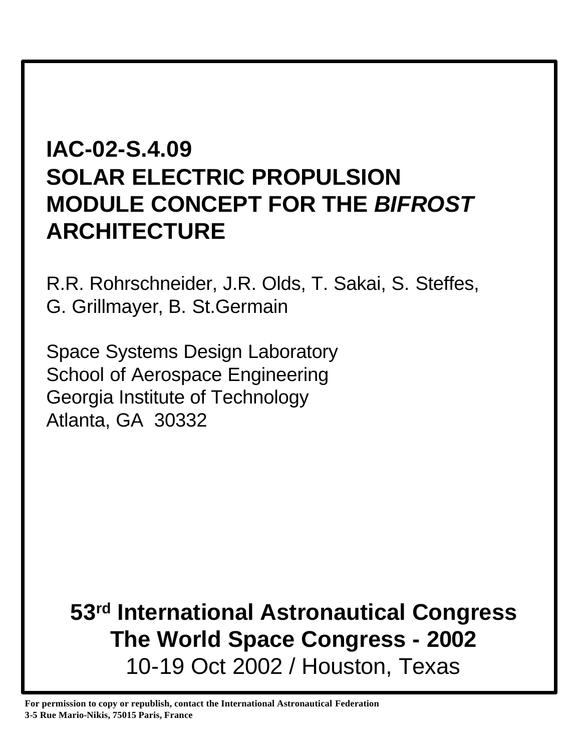# IAC-02-S.4.09
# SOLAR ELECTRIC PROPULSION MODULE CONCEPT FOR THE *BIFROST* ARCHITECTURE

R.R. Rohrschneider, J.R. Olds, T. Sakai, S. Steffes,
G. Grillmayer, B. St.Germain

Space Systems Design Laboratory
School of Aerospace Engineering
Georgia Institute of Technology
Atlanta, GA 30332

**53rd International Astronautical Congress**
**The World Space Congress - 2002**
10-19 Oct 2002 / Houston, Texas

**For permission to copy or republish, contact the International Astronautical Federation**
**3-5 Rue Mario-Nikis, 75015 Paris, France**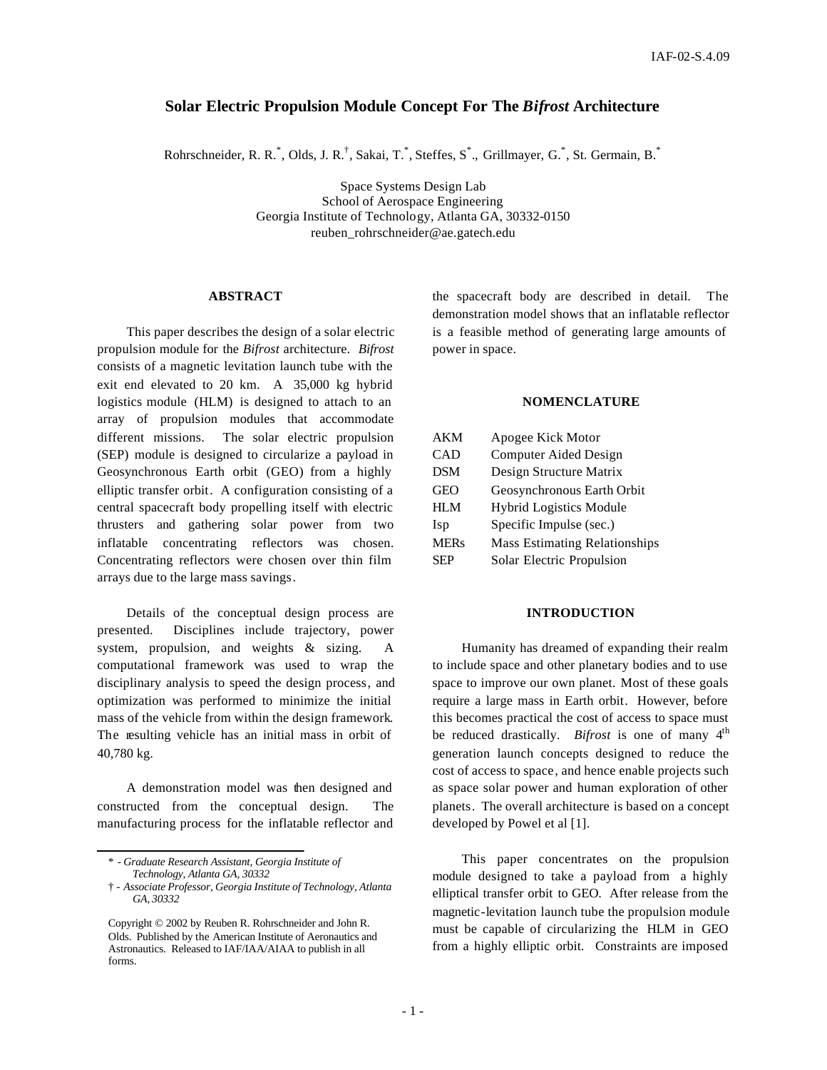# Solar Electric Propulsion Module Concept For The *Bifrost* Architecture

Rohrschneider, R. R.*, Olds, J. R.†, Sakai, T.*, Steffes, S*., Grillmayer, G.*, St. Germain, B.*

Space Systems Design Lab
School of Aerospace Engineering
Georgia Institute of Technology, Atlanta GA, 30332-0150
reuben_rohrschneider@ae.gatech.edu

## ABSTRACT

This paper describes the design of a solar electric propulsion module for the *Bifrost* architecture. *Bifrost* consists of a magnetic levitation launch tube with the exit end elevated to 20 km. A 35,000 kg hybrid logistics module (HLM) is designed to attach to an array of propulsion modules that accommodate different missions. The solar electric propulsion (SEP) module is designed to circularize a payload in Geosynchronous Earth orbit (GEO) from a highly elliptic transfer orbit. A configuration consisting of a central spacecraft body propelling itself with electric thrusters and gathering solar power from two inflatable concentrating reflectors was chosen. Concentrating reflectors were chosen over thin film arrays due to the large mass savings.

Details of the conceptual design process are presented. Disciplines include trajectory, power system, propulsion, and weights & sizing. A computational framework was used to wrap the disciplinary analysis to speed the design process, and optimization was performed to minimize the initial mass of the vehicle from within the design framework. The resulting vehicle has an initial mass in orbit of 40,780 kg.

A demonstration model was then designed and constructed from the conceptual design. The manufacturing process for the inflatable reflector and the spacecraft body are described in detail. The demonstration model shows that an inflatable reflector is a feasible method of generating large amounts of power in space.

## NOMENCLATURE

| | |
|---|---|
| AKM | Apogee Kick Motor |
| CAD | Computer Aided Design |
| DSM | Design Structure Matrix |
| GEO | Geosynchronous Earth Orbit |
| HLM | Hybrid Logistics Module |
| Isp | Specific Impulse (sec.) |
| MERs | Mass Estimating Relationships |
| SEP | Solar Electric Propulsion |

## INTRODUCTION

Humanity has dreamed of expanding their realm to include space and other planetary bodies and to use space to improve our own planet. Most of these goals require a large mass in Earth orbit. However, before this becomes practical the cost of access to space must be reduced drastically. *Bifrost* is one of many 4th generation launch concepts designed to reduce the cost of access to space, and hence enable projects such as space solar power and human exploration of other planets. The overall architecture is based on a concept developed by Powel et al [1].

This paper concentrates on the propulsion module designed to take a payload from a highly elliptical transfer orbit to GEO. After release from the magnetic-levitation launch tube the propulsion module must be capable of circularizing the HLM in GEO from a highly elliptic orbit. Constraints are imposed

---

\* - *Graduate Research Assistant, Georgia Institute of Technology, Atlanta GA, 30332*

† - *Associate Professor, Georgia Institute of Technology, Atlanta GA, 30332*

Copyright © 2002 by Reuben R. Rohrschneider and John R. Olds. Published by the American Institute of Aeronautics and Astronautics. Released to IAF/IAA/AIAA to publish in all forms.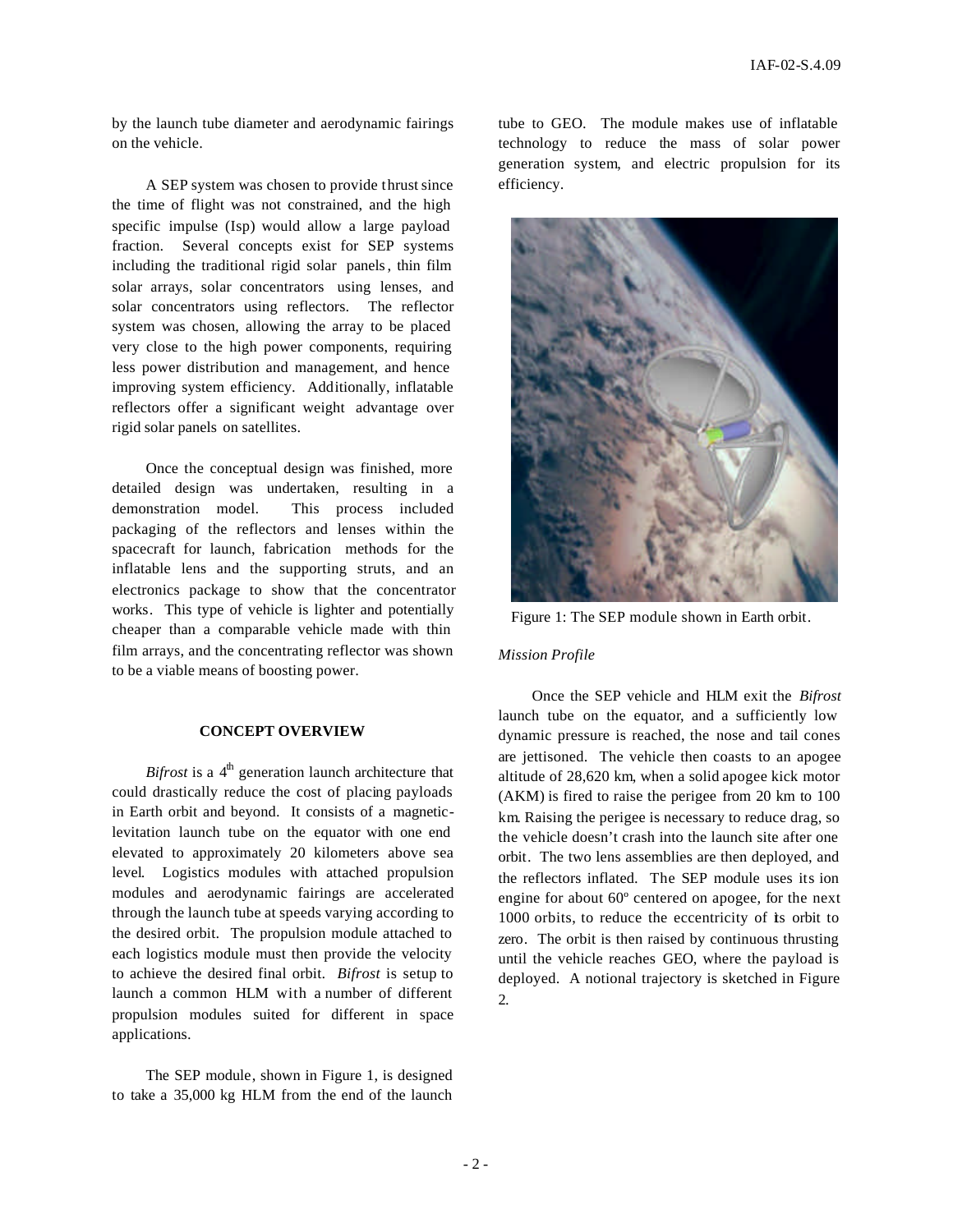by the launch tube diameter and aerodynamic fairings on the vehicle.

A SEP system was chosen to provide thrust since the time of flight was not constrained, and the high specific impulse (Isp) would allow a large payload fraction. Several concepts exist for SEP systems including the traditional rigid solar panels, thin film solar arrays, solar concentrators using lenses, and solar concentrators using reflectors. The reflector system was chosen, allowing the array to be placed very close to the high power components, requiring less power distribution and management, and hence improving system efficiency. Additionally, inflatable reflectors offer a significant weight advantage over rigid solar panels on satellites.

Once the conceptual design was finished, more detailed design was undertaken, resulting in a demonstration model. This process included packaging of the reflectors and lenses within the spacecraft for launch, fabrication methods for the inflatable lens and the supporting struts, and an electronics package to show that the concentrator works. This type of vehicle is lighter and potentially cheaper than a comparable vehicle made with thin film arrays, and the concentrating reflector was shown to be a viable means of boosting power.

## CONCEPT OVERVIEW

*Bifrost* is a 4th generation launch architecture that could drastically reduce the cost of placing payloads in Earth orbit and beyond. It consists of a magnetic-levitation launch tube on the equator with one end elevated to approximately 20 kilometers above sea level. Logistics modules with attached propulsion modules and aerodynamic fairings are accelerated through the launch tube at speeds varying according to the desired orbit. The propulsion module attached to each logistics module must then provide the velocity to achieve the desired final orbit. *Bifrost* is setup to launch a common HLM with a number of different propulsion modules suited for different in space applications.

The SEP module, shown in Figure 1, is designed to take a 35,000 kg HLM from the end of the launch tube to GEO. The module makes use of inflatable technology to reduce the mass of solar power generation system, and electric propulsion for its efficiency.

Figure 1: The SEP module shown in Earth orbit.

### *Mission Profile*

Once the SEP vehicle and HLM exit the *Bifrost* launch tube on the equator, and a sufficiently low dynamic pressure is reached, the nose and tail cones are jettisoned. The vehicle then coasts to an apogee altitude of 28,620 km, when a solid apogee kick motor (AKM) is fired to raise the perigee from 20 km to 100 km. Raising the perigee is necessary to reduce drag, so the vehicle doesn't crash into the launch site after one orbit. The two lens assemblies are then deployed, and the reflectors inflated. The SEP module uses its ion engine for about 60º centered on apogee, for the next 1000 orbits, to reduce the eccentricity of its orbit to zero. The orbit is then raised by continuous thrusting until the vehicle reaches GEO, where the payload is deployed. A notional trajectory is sketched in Figure 2.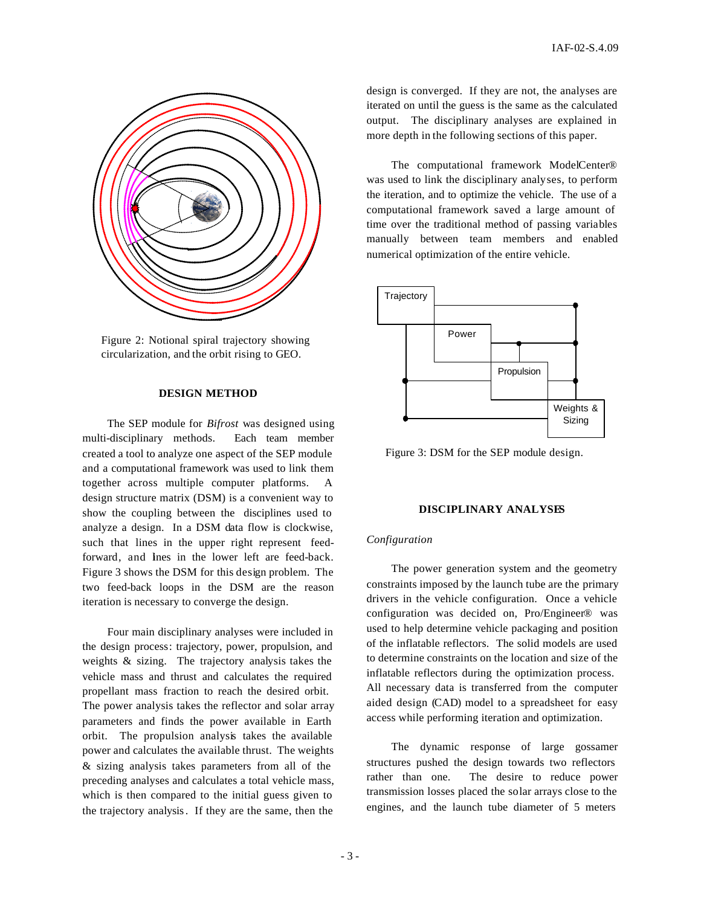Figure 2: Notional spiral trajectory showing circularization, and the orbit rising to GEO.

## DESIGN METHOD

The SEP module for *Bifrost* was designed using multi-disciplinary methods. Each team member created a tool to analyze one aspect of the SEP module and a computational framework was used to link them together across multiple computer platforms. A design structure matrix (DSM) is a convenient way to show the coupling between the disciplines used to analyze a design. In a DSM data flow is clockwise, such that lines in the upper right represent feed-forward, and lines in the lower left are feed-back. Figure 3 shows the DSM for this design problem. The two feed-back loops in the DSM are the reason iteration is necessary to converge the design.

Four main disciplinary analyses were included in the design process: trajectory, power, propulsion, and weights & sizing. The trajectory analysis takes the vehicle mass and thrust and calculates the required propellant mass fraction to reach the desired orbit. The power analysis takes the reflector and solar array parameters and finds the power available in Earth orbit. The propulsion analysis takes the available power and calculates the available thrust. The weights & sizing analysis takes parameters from all of the preceding analyses and calculates a total vehicle mass, which is then compared to the initial guess given to the trajectory analysis. If they are the same, then the design is converged. If they are not, the analyses are iterated on until the guess is the same as the calculated output. The disciplinary analyses are explained in more depth in the following sections of this paper.

The computational framework ModelCenter® was used to link the disciplinary analyses, to perform the iteration, and to optimize the vehicle. The use of a computational framework saved a large amount of time over the traditional method of passing variables manually between team members and enabled numerical optimization of the entire vehicle.

Figure 3: DSM for the SEP module design.

## DISCIPLINARY ANALYSES

### *Configuration*

The power generation system and the geometry constraints imposed by the launch tube are the primary drivers in the vehicle configuration. Once a vehicle configuration was decided on, Pro/Engineer® was used to help determine vehicle packaging and position of the inflatable reflectors. The solid models are used to determine constraints on the location and size of the inflatable reflectors during the optimization process. All necessary data is transferred from the computer aided design (CAD) model to a spreadsheet for easy access while performing iteration and optimization.

The dynamic response of large gossamer structures pushed the design towards two reflectors rather than one. The desire to reduce power transmission losses placed the solar arrays close to the engines, and the launch tube diameter of 5 meters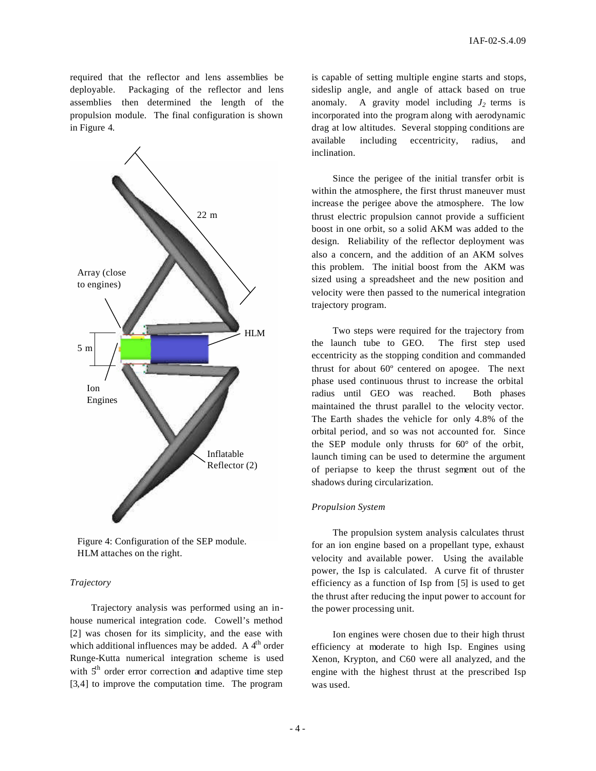required that the reflector and lens assemblies be deployable. Packaging of the reflector and lens assemblies then determined the length of the propulsion module. The final configuration is shown in Figure 4.

Figure 4: Configuration of the SEP module. HLM attaches on the right.

*Trajectory*

Trajectory analysis was performed using an in-house numerical integration code. Cowell's method [2] was chosen for its simplicity, and the ease with which additional influences may be added. A 4th order Runge-Kutta numerical integration scheme is used with 5th order error correction and adaptive time step [3,4] to improve the computation time. The program is capable of setting multiple engine starts and stops, sideslip angle, and angle of attack based on true anomaly. A gravity model including $J_2$ terms is incorporated into the program along with aerodynamic drag at low altitudes. Several stopping conditions are available including eccentricity, radius, and inclination.

Since the perigee of the initial transfer orbit is within the atmosphere, the first thrust maneuver must increase the perigee above the atmosphere. The low thrust electric propulsion cannot provide a sufficient boost in one orbit, so a solid AKM was added to the design. Reliability of the reflector deployment was also a concern, and the addition of an AKM solves this problem. The initial boost from the AKM was sized using a spreadsheet and the new position and velocity were then passed to the numerical integration trajectory program.

Two steps were required for the trajectory from the launch tube to GEO. The first step used eccentricity as the stopping condition and commanded thrust for about 60° centered on apogee. The next phase used continuous thrust to increase the orbital radius until GEO was reached. Both phases maintained the thrust parallel to the velocity vector. The Earth shades the vehicle for only 4.8% of the orbital period, and so was not accounted for. Since the SEP module only thrusts for 60° of the orbit, launch timing can be used to determine the argument of periapse to keep the thrust segment out of the shadows during circularization.

*Propulsion System*

The propulsion system analysis calculates thrust for an ion engine based on a propellant type, exhaust velocity and available power. Using the available power, the Isp is calculated. A curve fit of thruster efficiency as a function of Isp from [5] is used to get the thrust after reducing the input power to account for the power processing unit.

Ion engines were chosen due to their high thrust efficiency at moderate to high Isp. Engines using Xenon, Krypton, and C60 were all analyzed, and the engine with the highest thrust at the prescribed Isp was used.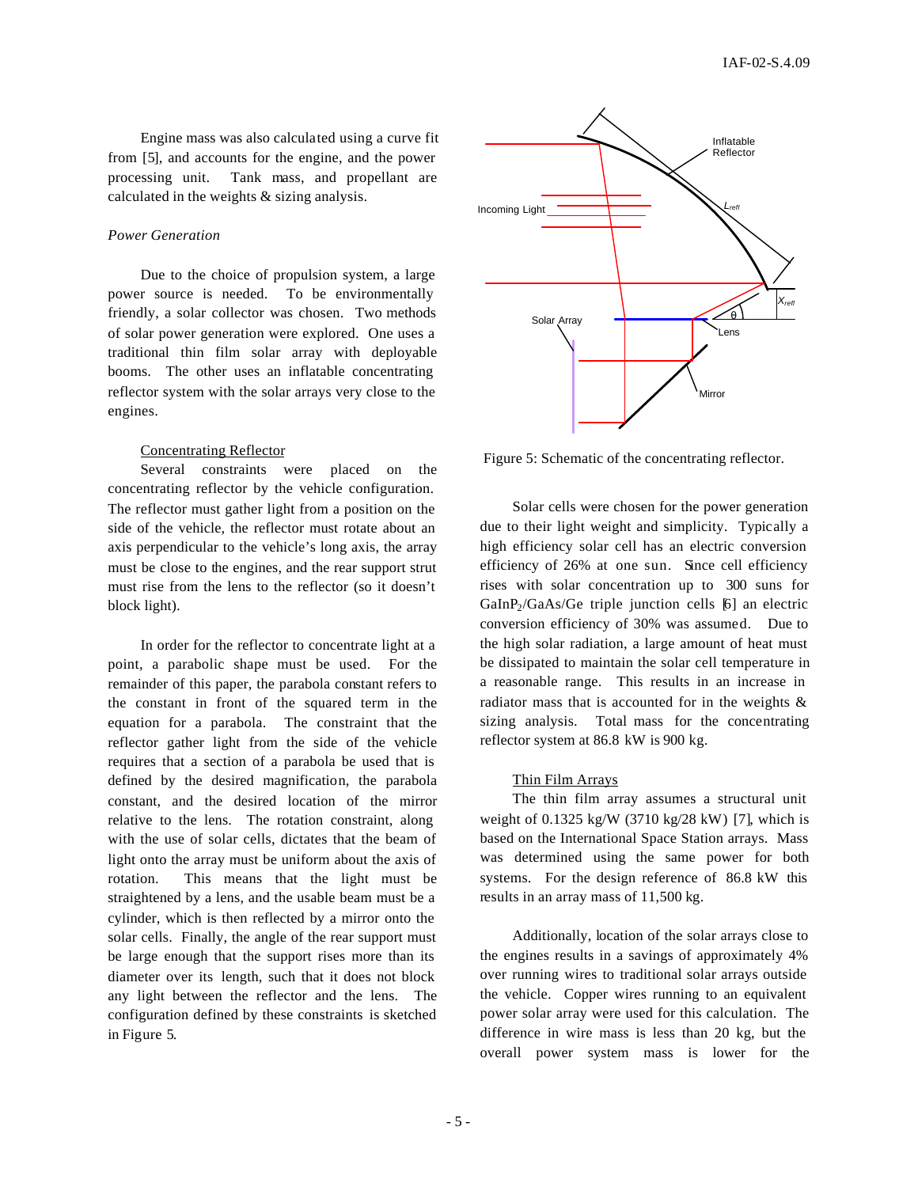Engine mass was also calculated using a curve fit from [5], and accounts for the engine, and the power processing unit. Tank mass, and propellant are calculated in the weights & sizing analysis.

*Power Generation*

Due to the choice of propulsion system, a large power source is needed. To be environmentally friendly, a solar collector was chosen. Two methods of solar power generation were explored. One uses a traditional thin film solar array with deployable booms. The other uses an inflatable concentrating reflector system with the solar arrays very close to the engines.

Concentrating Reflector

Several constraints were placed on the concentrating reflector by the vehicle configuration. The reflector must gather light from a position on the side of the vehicle, the reflector must rotate about an axis perpendicular to the vehicle's long axis, the array must be close to the engines, and the rear support strut must rise from the lens to the reflector (so it doesn't block light).

In order for the reflector to concentrate light at a point, a parabolic shape must be used. For the remainder of this paper, the parabola constant refers to the constant in front of the squared term in the equation for a parabola. The constraint that the reflector gather light from the side of the vehicle requires that a section of a parabola be used that is defined by the desired magnification, the parabola constant, and the desired location of the mirror relative to the lens. The rotation constraint, along with the use of solar cells, dictates that the beam of light onto the array must be uniform about the axis of rotation. This means that the light must be straightened by a lens, and the usable beam must be a cylinder, which is then reflected by a mirror onto the solar cells. Finally, the angle of the rear support must be large enough that the support rises more than its diameter over its length, such that it does not block any light between the reflector and the lens. The configuration defined by these constraints is sketched in Figure 5.

Figure 5: Schematic of the concentrating reflector.

Solar cells were chosen for the power generation due to their light weight and simplicity. Typically a high efficiency solar cell has an electric conversion efficiency of 26% at one sun. Since cell efficiency rises with solar concentration up to 300 suns for $GaInP_2$/GaAs/Ge triple junction cells [6] an electric conversion efficiency of 30% was assumed. Due to the high solar radiation, a large amount of heat must be dissipated to maintain the solar cell temperature in a reasonable range. This results in an increase in radiator mass that is accounted for in the weights & sizing analysis. Total mass for the concentrating reflector system at 86.8 kW is 900 kg.

Thin Film Arrays

The thin film array assumes a structural unit weight of 0.1325 kg/W (3710 kg/28 kW) [7], which is based on the International Space Station arrays. Mass was determined using the same power for both systems. For the design reference of 86.8 kW this results in an array mass of 11,500 kg.

Additionally, location of the solar arrays close to the engines results in a savings of approximately 4% over running wires to traditional solar arrays outside the vehicle. Copper wires running to an equivalent power solar array were used for this calculation. The difference in wire mass is less than 20 kg, but the overall power system mass is lower for the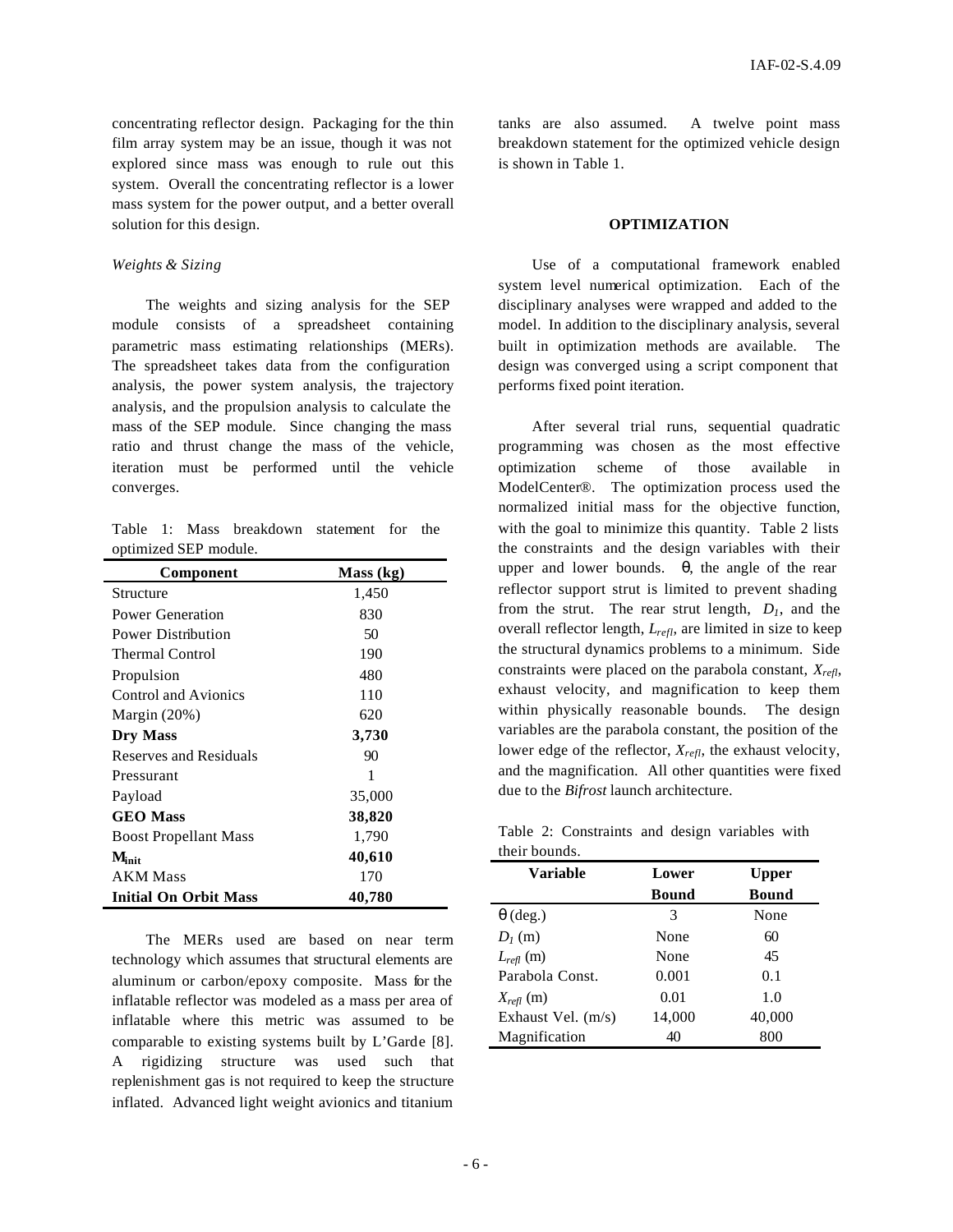concentrating reflector design. Packaging for the thin film array system may be an issue, though it was not explored since mass was enough to rule out this system. Overall the concentrating reflector is a lower mass system for the power output, and a better overall solution for this design.

### *Weights & Sizing*

The weights and sizing analysis for the SEP module consists of a spreadsheet containing parametric mass estimating relationships (MERs). The spreadsheet takes data from the configuration analysis, the power system analysis, the trajectory analysis, and the propulsion analysis to calculate the mass of the SEP module. Since changing the mass ratio and thrust change the mass of the vehicle, iteration must be performed until the vehicle converges.

Table 1: Mass breakdown statement for the optimized SEP module.

| Component | Mass (kg) |
|---|---|
| Structure | 1,450 |
| Power Generation | 830 |
| Power Distribution | 50 |
| Thermal Control | 190 |
| Propulsion | 480 |
| Control and Avionics | 110 |
| Margin (20%) | 620 |
| **Dry Mass** | **3,730** |
| Reserves and Residuals | 90 |
| Pressurant | 1 |
| Payload | 35,000 |
| **GEO Mass** | **38,820** |
| Boost Propellant Mass | 1,790 |
| $\mathbf{M_{init}}$ | **40,610** |
| AKM Mass | 170 |
| **Initial On Orbit Mass** | **40,780** |

The MERs used are based on near term technology which assumes that structural elements are aluminum or carbon/epoxy composite. Mass for the inflatable reflector was modeled as a mass per area of inflatable where this metric was assumed to be comparable to existing systems built by L'Garde [8]. A rigidizing structure was used such that replenishment gas is not required to keep the structure inflated. Advanced light weight avionics and titanium tanks are also assumed. A twelve point mass breakdown statement for the optimized vehicle design is shown in Table 1.

## OPTIMIZATION

Use of a computational framework enabled system level numerical optimization. Each of the disciplinary analyses were wrapped and added to the model. In addition to the disciplinary analysis, several built in optimization methods are available. The design was converged using a script component that performs fixed point iteration.

After several trial runs, sequential quadratic programming was chosen as the most effective optimization scheme of those available in ModelCenter®. The optimization process used the normalized initial mass for the objective function, with the goal to minimize this quantity. Table 2 lists the constraints and the design variables with their upper and lower bounds. $\theta$, the angle of the rear reflector support strut is limited to prevent shading from the strut. The rear strut length, $D_1$, and the overall reflector length, $L_{refl}$, are limited in size to keep the structural dynamics problems to a minimum. Side constraints were placed on the parabola constant, $X_{refl}$, exhaust velocity, and magnification to keep them within physically reasonable bounds. The design variables are the parabola constant, the position of the lower edge of the reflector, $X_{refl}$, the exhaust velocity, and the magnification. All other quantities were fixed due to the *Bifrost* launch architecture.

Table 2: Constraints and design variables with their bounds.

| Variable | Lower Bound | Upper Bound |
|---|---|---|
| $\theta$ (deg.) | 3 | None |
| $D_1$ (m) | None | 60 |
| $L_{refl}$ (m) | None | 45 |
| Parabola Const. | 0.001 | 0.1 |
| $X_{refl}$ (m) | 0.01 | 1.0 |
| Exhaust Vel. (m/s) | 14,000 | 40,000 |
| Magnification | 40 | 800 |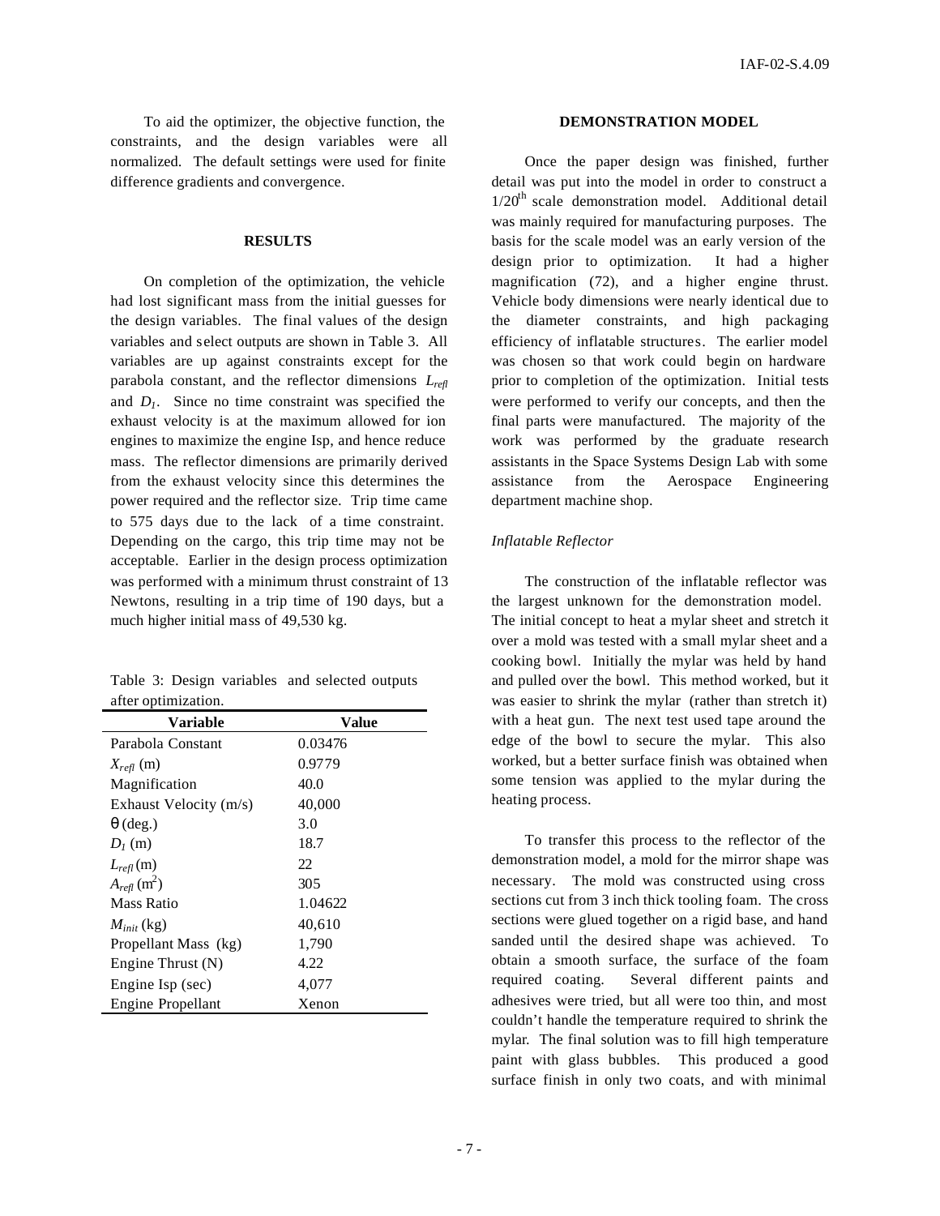To aid the optimizer, the objective function, the constraints, and the design variables were all normalized. The default settings were used for finite difference gradients and convergence.

## RESULTS

On completion of the optimization, the vehicle had lost significant mass from the initial guesses for the design variables. The final values of the design variables and select outputs are shown in Table 3. All variables are up against constraints except for the parabola constant, and the reflector dimensions $L_{refl}$ and $D_1$. Since no time constraint was specified the exhaust velocity is at the maximum allowed for ion engines to maximize the engine Isp, and hence reduce mass. The reflector dimensions are primarily derived from the exhaust velocity since this determines the power required and the reflector size. Trip time came to 575 days due to the lack of a time constraint. Depending on the cargo, this trip time may not be acceptable. Earlier in the design process optimization was performed with a minimum thrust constraint of 13 Newtons, resulting in a trip time of 190 days, but a much higher initial mass of 49,530 kg.

Table 3: Design variables and selected outputs after optimization.

| Variable | Value |
|---|---|
| Parabola Constant | 0.03476 |
| $X_{refl}$ (m) | 0.9779 |
| Magnification | 40.0 |
| Exhaust Velocity (m/s) | 40,000 |
| $\theta$ (deg.) | 3.0 |
| $D_1$ (m) | 18.7 |
| $L_{refl}$ (m) | 22 |
| $A_{refl}$ (m$^2$) | 305 |
| Mass Ratio | 1.04622 |
| $M_{init}$ (kg) | 40,610 |
| Propellant Mass (kg) | 1,790 |
| Engine Thrust (N) | 4.22 |
| Engine Isp (sec) | 4,077 |
| Engine Propellant | Xenon |

## DEMONSTRATION MODEL

Once the paper design was finished, further detail was put into the model in order to construct a $1/20^{th}$ scale demonstration model. Additional detail was mainly required for manufacturing purposes. The basis for the scale model was an early version of the design prior to optimization. It had a higher magnification (72), and a higher engine thrust. Vehicle body dimensions were nearly identical due to the diameter constraints, and high packaging efficiency of inflatable structures. The earlier model was chosen so that work could begin on hardware prior to completion of the optimization. Initial tests were performed to verify our concepts, and then the final parts were manufactured. The majority of the work was performed by the graduate research assistants in the Space Systems Design Lab with some assistance from the Aerospace Engineering department machine shop.

### *Inflatable Reflector*

The construction of the inflatable reflector was the largest unknown for the demonstration model. The initial concept to heat a mylar sheet and stretch it over a mold was tested with a small mylar sheet and a cooking bowl. Initially the mylar was held by hand and pulled over the bowl. This method worked, but it was easier to shrink the mylar (rather than stretch it) with a heat gun. The next test used tape around the edge of the bowl to secure the mylar. This also worked, but a better surface finish was obtained when some tension was applied to the mylar during the heating process.

To transfer this process to the reflector of the demonstration model, a mold for the mirror shape was necessary. The mold was constructed using cross sections cut from 3 inch thick tooling foam. The cross sections were glued together on a rigid base, and hand sanded until the desired shape was achieved. To obtain a smooth surface, the surface of the foam required coating. Several different paints and adhesives were tried, but all were too thin, and most couldn't handle the temperature required to shrink the mylar. The final solution was to fill high temperature paint with glass bubbles. This produced a good surface finish in only two coats, and with minimal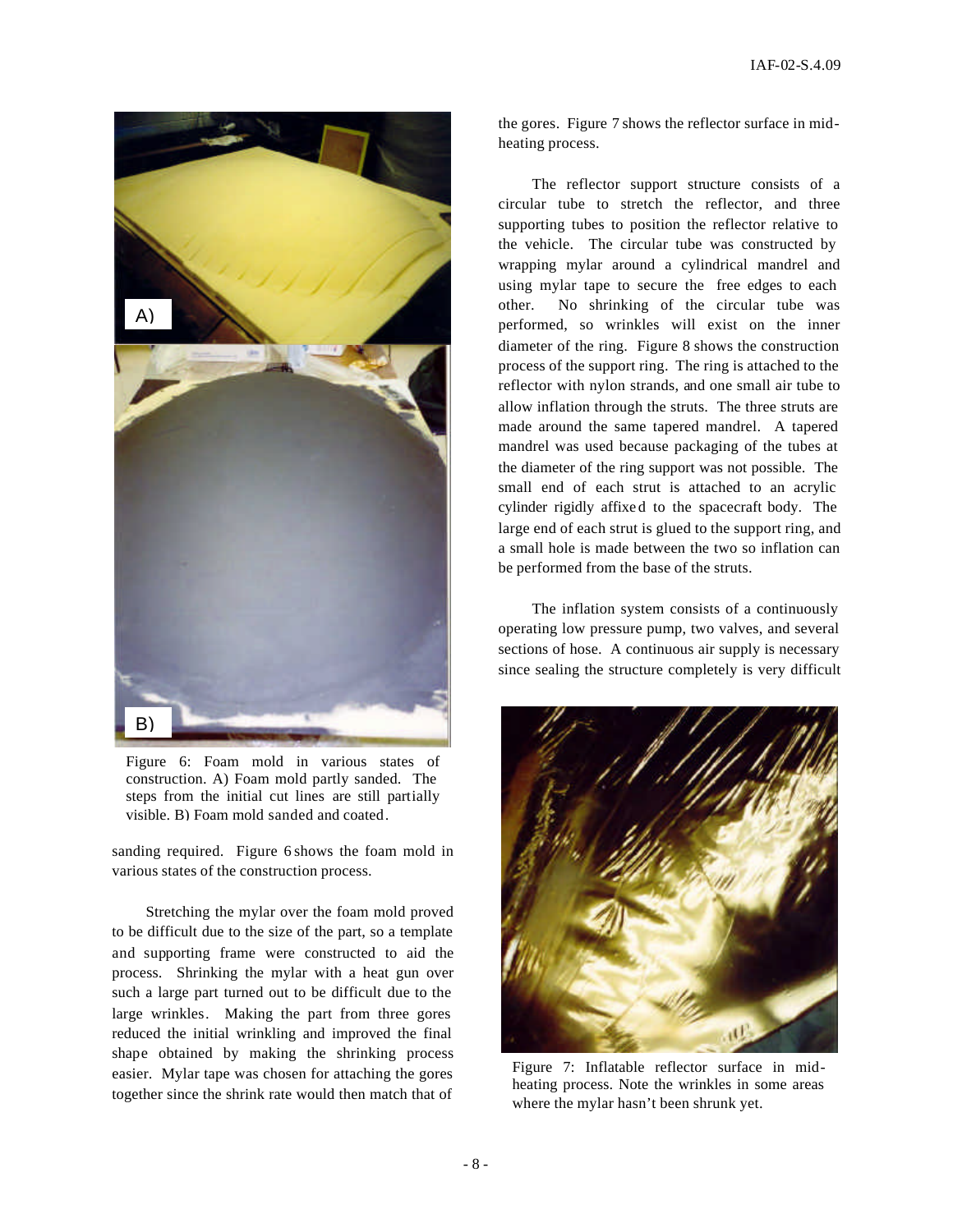Figure 6: Foam mold in various states of construction. A) Foam mold partly sanded. The steps from the initial cut lines are still partially visible. B) Foam mold sanded and coated.

sanding required. Figure 6 shows the foam mold in various states of the construction process.

Stretching the mylar over the foam mold proved to be difficult due to the size of the part, so a template and supporting frame were constructed to aid the process. Shrinking the mylar with a heat gun over such a large part turned out to be difficult due to the large wrinkles. Making the part from three gores reduced the initial wrinkling and improved the final shape obtained by making the shrinking process easier. Mylar tape was chosen for attaching the gores together since the shrink rate would then match that of the gores. Figure 7 shows the reflector surface in mid-heating process.

The reflector support structure consists of a circular tube to stretch the reflector, and three supporting tubes to position the reflector relative to the vehicle. The circular tube was constructed by wrapping mylar around a cylindrical mandrel and using mylar tape to secure the free edges to each other. No shrinking of the circular tube was performed, so wrinkles will exist on the inner diameter of the ring. Figure 8 shows the construction process of the support ring. The ring is attached to the reflector with nylon strands, and one small air tube to allow inflation through the struts. The three struts are made around the same tapered mandrel. A tapered mandrel was used because packaging of the tubes at the diameter of the ring support was not possible. The small end of each strut is attached to an acrylic cylinder rigidly affixed to the spacecraft body. The large end of each strut is glued to the support ring, and a small hole is made between the two so inflation can be performed from the base of the struts.

The inflation system consists of a continuously operating low pressure pump, two valves, and several sections of hose. A continuous air supply is necessary since sealing the structure completely is very difficult

Figure 7: Inflatable reflector surface in mid-heating process. Note the wrinkles in some areas where the mylar hasn't been shrunk yet.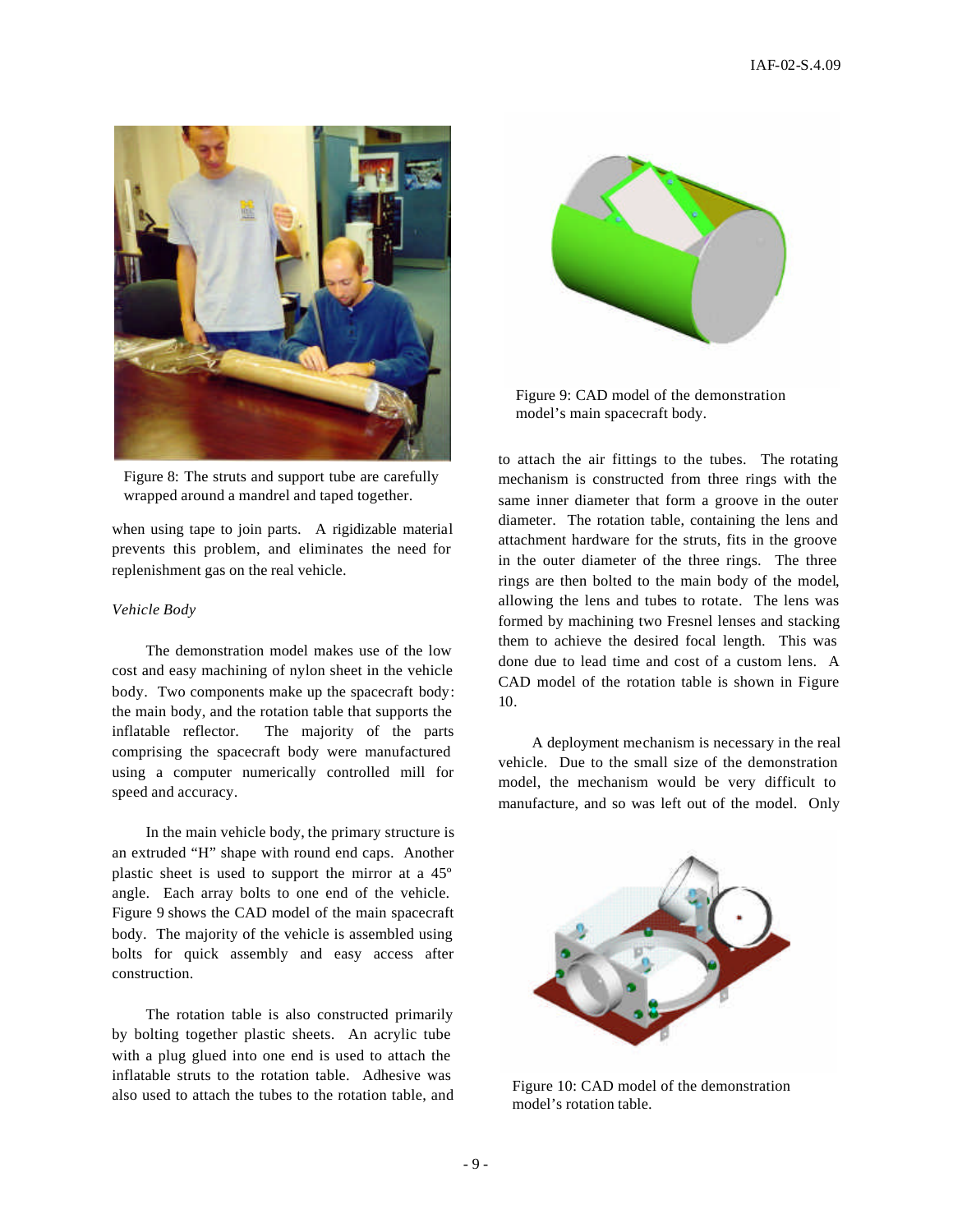Figure 8: The struts and support tube are carefully wrapped around a mandrel and taped together.

when using tape to join parts. A rigidizable material prevents this problem, and eliminates the need for replenishment gas on the real vehicle.

*Vehicle Body*

The demonstration model makes use of the low cost and easy machining of nylon sheet in the vehicle body. Two components make up the spacecraft body: the main body, and the rotation table that supports the inflatable reflector. The majority of the parts comprising the spacecraft body were manufactured using a computer numerically controlled mill for speed and accuracy.

In the main vehicle body, the primary structure is an extruded "H" shape with round end caps. Another plastic sheet is used to support the mirror at a 45º angle. Each array bolts to one end of the vehicle. Figure 9 shows the CAD model of the main spacecraft body. The majority of the vehicle is assembled using bolts for quick assembly and easy access after construction.

The rotation table is also constructed primarily by bolting together plastic sheets. An acrylic tube with a plug glued into one end is used to attach the inflatable struts to the rotation table. Adhesive was also used to attach the tubes to the rotation table, and to attach the air fittings to the tubes. The rotating mechanism is constructed from three rings with the same inner diameter that form a groove in the outer diameter. The rotation table, containing the lens and attachment hardware for the struts, fits in the groove in the outer diameter of the three rings. The three rings are then bolted to the main body of the model, allowing the lens and tubes to rotate. The lens was formed by machining two Fresnel lenses and stacking them to achieve the desired focal length. This was done due to lead time and cost of a custom lens. A CAD model of the rotation table is shown in Figure 10.

Figure 9: CAD model of the demonstration model's main spacecraft body.

A deployment mechanism is necessary in the real vehicle. Due to the small size of the demonstration model, the mechanism would be very difficult to manufacture, and so was left out of the model. Only

Figure 10: CAD model of the demonstration model's rotation table.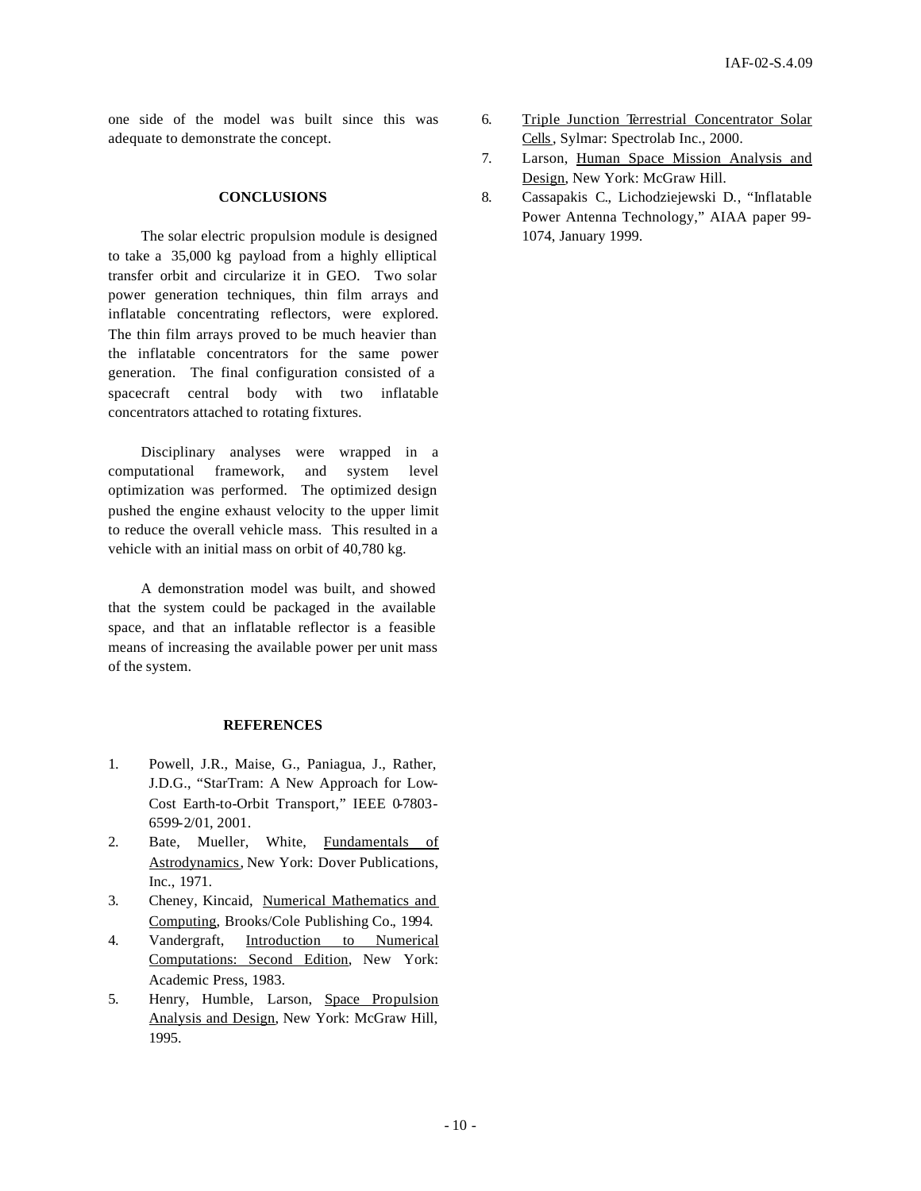one side of the model was built since this was adequate to demonstrate the concept.

## CONCLUSIONS

The solar electric propulsion module is designed to take a 35,000 kg payload from a highly elliptical transfer orbit and circularize it in GEO. Two solar power generation techniques, thin film arrays and inflatable concentrating reflectors, were explored. The thin film arrays proved to be much heavier than the inflatable concentrators for the same power generation. The final configuration consisted of a spacecraft central body with two inflatable concentrators attached to rotating fixtures.

Disciplinary analyses were wrapped in a computational framework, and system level optimization was performed. The optimized design pushed the engine exhaust velocity to the upper limit to reduce the overall vehicle mass. This resulted in a vehicle with an initial mass on orbit of 40,780 kg.

A demonstration model was built, and showed that the system could be packaged in the available space, and that an inflatable reflector is a feasible means of increasing the available power per unit mass of the system.

## REFERENCES

1. Powell, J.R., Maise, G., Paniagua, J., Rather, J.D.G., "StarTram: A New Approach for Low-Cost Earth-to-Orbit Transport," IEEE 0-7803-6599-2/01, 2001.
2. Bate, Mueller, White, Fundamentals of Astrodynamics, New York: Dover Publications, Inc., 1971.
3. Cheney, Kincaid, Numerical Mathematics and Computing, Brooks/Cole Publishing Co., 1994.
4. Vandergraft, Introduction to Numerical Computations: Second Edition, New York: Academic Press, 1983.
5. Henry, Humble, Larson, Space Propulsion Analysis and Design, New York: McGraw Hill, 1995.
6. Triple Junction Terrestrial Concentrator Solar Cells, Sylmar: Spectrolab Inc., 2000.
7. Larson, Human Space Mission Analysis and Design, New York: McGraw Hill.
8. Cassapakis C., Lichodziejewski D., "Inflatable Power Antenna Technology," AIAA paper 99-1074, January 1999.